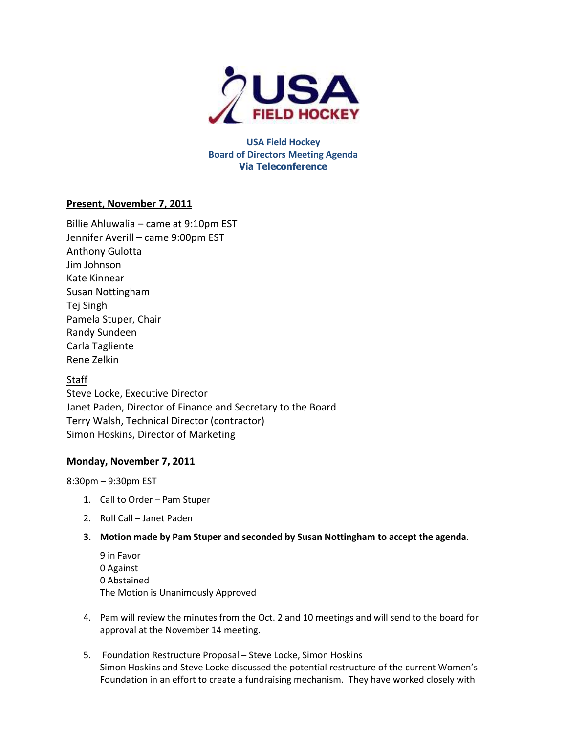**USA Field Hockey**
**Board of Directors Meeting Agenda**
**Via Teleconference**

**Present, November 7, 2011**

Billie Ahluwalia – came at 9:10pm EST
Jennifer Averill – came 9:00pm EST
Anthony Gulotta
Jim Johnson
Kate Kinnear
Susan Nottingham
Tej Singh
Pamela Stuper, Chair
Randy Sundeen
Carla Tagliente
Rene Zelkin

Staff
Steve Locke, Executive Director
Janet Paden, Director of Finance and Secretary to the Board
Terry Walsh, Technical Director (contractor)
Simon Hoskins, Director of Marketing

**Monday, November 7, 2011**

8:30pm – 9:30pm EST

1. Call to Order – Pam Stuper
2. Roll Call – Janet Paden
3. **Motion made by Pam Stuper and seconded by Susan Nottingham to accept the agenda.**

   9 in Favor
   0 Against
   0 Abstained
   The Motion is Unanimously Approved

4. Pam will review the minutes from the Oct. 2 and 10 meetings and will send to the board for approval at the November 14 meeting.
5. Foundation Restructure Proposal – Steve Locke, Simon Hoskins
   Simon Hoskins and Steve Locke discussed the potential restructure of the current Women's Foundation in an effort to create a fundraising mechanism. They have worked closely with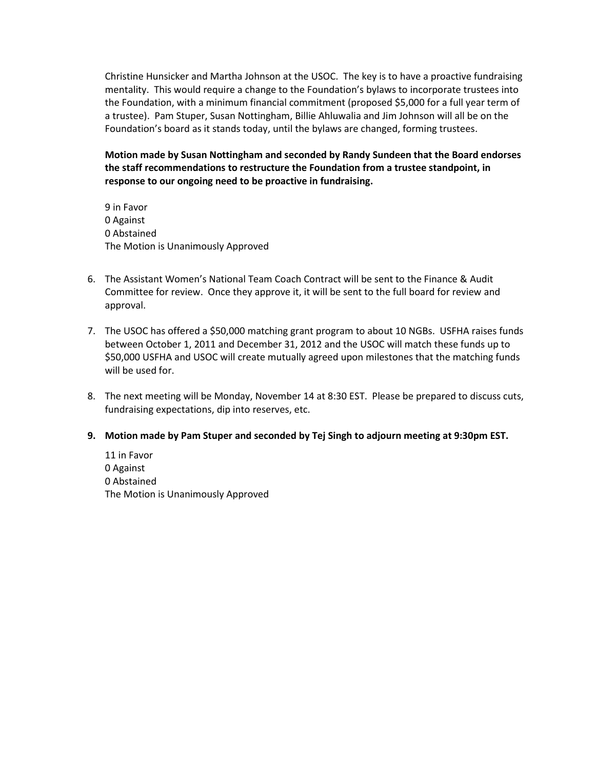Christine Hunsicker and Martha Johnson at the USOC. The key is to have a proactive fundraising mentality. This would require a change to the Foundation's bylaws to incorporate trustees into the Foundation, with a minimum financial commitment (proposed $5,000 for a full year term of a trustee). Pam Stuper, Susan Nottingham, Billie Ahluwalia and Jim Johnson will all be on the Foundation's board as it stands today, until the bylaws are changed, forming trustees.

**Motion made by Susan Nottingham and seconded by Randy Sundeen that the Board endorses the staff recommendations to restructure the Foundation from a trustee standpoint, in response to our ongoing need to be proactive in fundraising.**

9 in Favor
0 Against
0 Abstained
The Motion is Unanimously Approved

6. The Assistant Women's National Team Coach Contract will be sent to the Finance & Audit Committee for review. Once they approve it, it will be sent to the full board for review and approval.

7. The USOC has offered a $50,000 matching grant program to about 10 NGBs. USFHA raises funds between October 1, 2011 and December 31, 2012 and the USOC will match these funds up to $50,000 USFHA and USOC will create mutually agreed upon milestones that the matching funds will be used for.

8. The next meeting will be Monday, November 14 at 8:30 EST. Please be prepared to discuss cuts, fundraising expectations, dip into reserves, etc.

9. **Motion made by Pam Stuper and seconded by Tej Singh to adjourn meeting at 9:30pm EST.**

   11 in Favor
   0 Against
   0 Abstained
   The Motion is Unanimously Approved